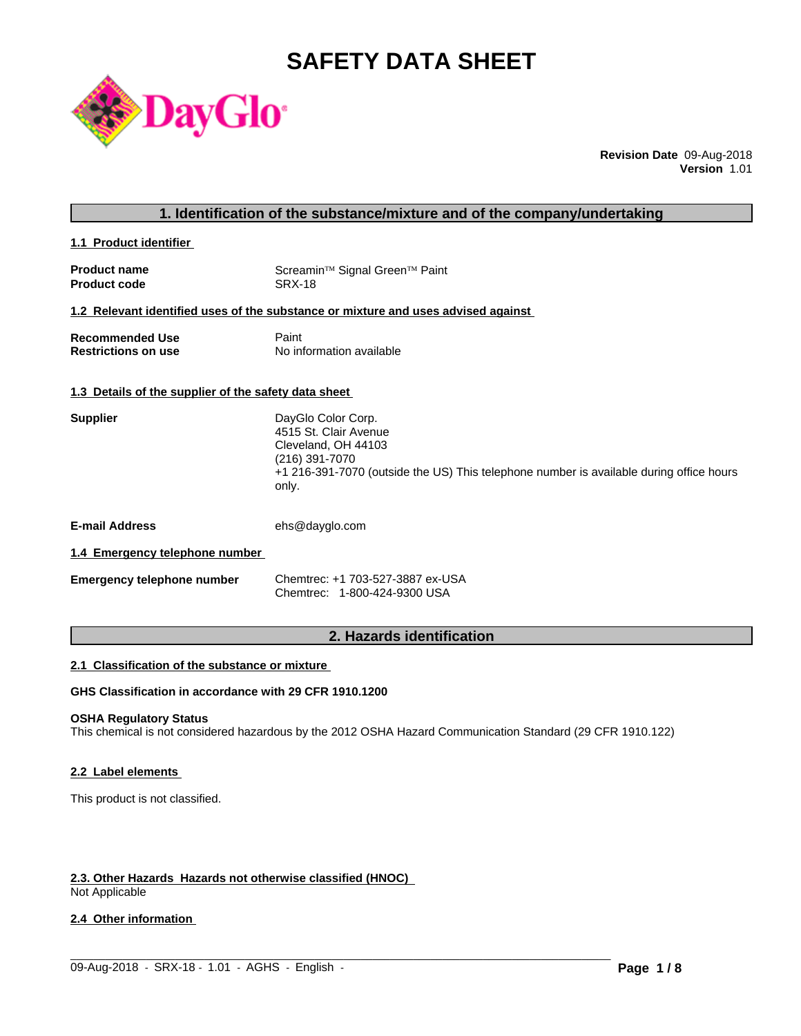# SAFETY DATA SHEET

**Revision Date** 09-Aug-2018
**Version** 1.01

## 1. Identification of the substance/mixture and of the company/undertaking

### 1.1 Product identifier

| | |
|---|---|
| **Product name** | Screamin™ Signal Green™ Paint |
| **Product code** | SRX-18 |

### 1.2 Relevant identified uses of the substance or mixture and uses advised against

| | |
|---|---|
| **Recommended Use** | Paint |
| **Restrictions on use** | No information available |

### 1.3 Details of the supplier of the safety data sheet

**Supplier**

DayGlo Color Corp.
4515 St. Clair Avenue
Cleveland, OH 44103
(216) 391-7070
+1 216-391-7070 (outside the US) This telephone number is available during office hours only.

**E-mail Address** ehs@dayglo.com

### 1.4 Emergency telephone number

**Emergency telephone number**

Chemtrec: +1 703-527-3887 ex-USA
Chemtrec: 1-800-424-9300 USA

## 2. Hazards identification

### 2.1 Classification of the substance or mixture

**GHS Classification in accordance with 29 CFR 1910.1200**

**OSHA Regulatory Status**
This chemical is not considered hazardous by the 2012 OSHA Hazard Communication Standard (29 CFR 1910.122)

### 2.2 Label elements

This product is not classified.

### 2.3. Other Hazards Hazards not otherwise classified (HNOC)

Not Applicable

### 2.4 Other information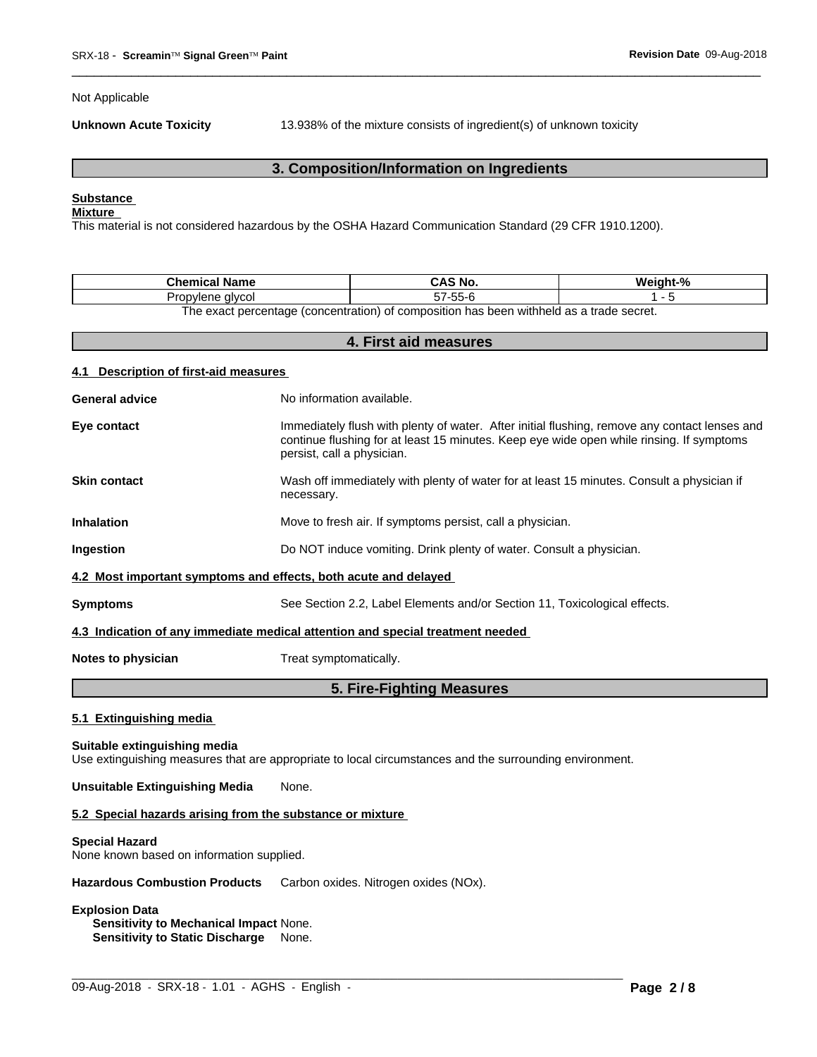Not Applicable

**Unknown Acute Toxicity** 13.938% of the mixture consists of ingredient(s) of unknown toxicity

## 3. Composition/Information on Ingredients

**Substance**

**Mixture**

This material is not considered hazardous by the OSHA Hazard Communication Standard (29 CFR 1910.1200).

| Chemical Name | CAS No. | Weight-% |
|---|---|---|
| Propylene glycol | 57-55-6 | 1 - 5 |

The exact percentage (concentration) of composition has been withheld as a trade secret.

## 4. First aid measures

### 4.1 Description of first-aid measures

**General advice** No information available.

**Eye contact** Immediately flush with plenty of water. After initial flushing, remove any contact lenses and continue flushing for at least 15 minutes. Keep eye wide open while rinsing. If symptoms persist, call a physician.

**Skin contact** Wash off immediately with plenty of water for at least 15 minutes. Consult a physician if necessary.

**Inhalation** Move to fresh air. If symptoms persist, call a physician.

**Ingestion** Do NOT induce vomiting. Drink plenty of water. Consult a physician.

### 4.2 Most important symptoms and effects, both acute and delayed

**Symptoms** See Section 2.2, Label Elements and/or Section 11, Toxicological effects.

### 4.3 Indication of any immediate medical attention and special treatment needed

**Notes to physician** Treat symptomatically.

## 5. Fire-Fighting Measures

### 5.1 Extinguishing media

**Suitable extinguishing media**

Use extinguishing measures that are appropriate to local circumstances and the surrounding environment.

**Unsuitable Extinguishing Media** None.

### 5.2 Special hazards arising from the substance or mixture

**Special Hazard**

None known based on information supplied.

**Hazardous Combustion Products** Carbon oxides. Nitrogen oxides (NOx).

**Explosion Data**

**Sensitivity to Mechanical Impact** None.

**Sensitivity to Static Discharge** None.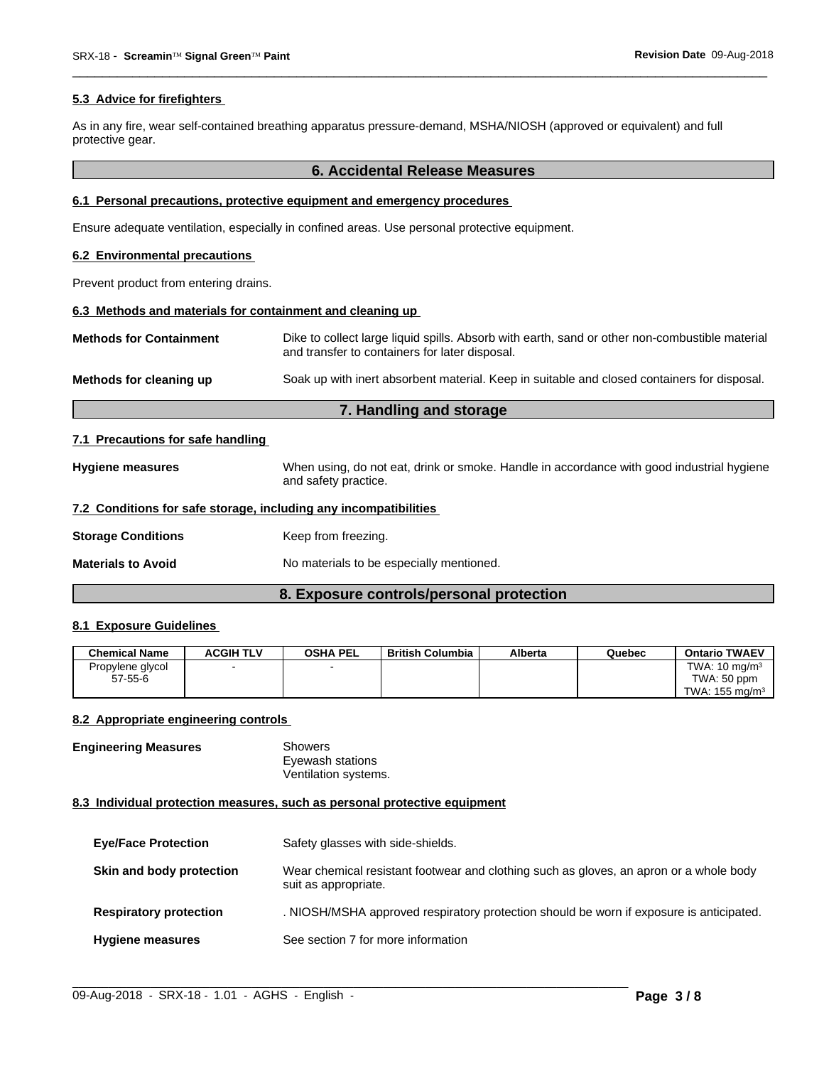### 5.3 Advice for firefighters

As in any fire, wear self-contained breathing apparatus pressure-demand, MSHA/NIOSH (approved or equivalent) and full protective gear.

## 6. Accidental Release Measures

### 6.1 Personal precautions, protective equipment and emergency procedures

Ensure adequate ventilation, especially in confined areas. Use personal protective equipment.

### 6.2 Environmental precautions

Prevent product from entering drains.

### 6.3 Methods and materials for containment and cleaning up

**Methods for Containment** Dike to collect large liquid spills. Absorb with earth, sand or other non-combustible material and transfer to containers for later disposal.

**Methods for cleaning up** Soak up with inert absorbent material. Keep in suitable and closed containers for disposal.

## 7. Handling and storage

### 7.1 Precautions for safe handling

**Hygiene measures** When using, do not eat, drink or smoke. Handle in accordance with good industrial hygiene and safety practice.

### 7.2 Conditions for safe storage, including any incompatibilities

**Storage Conditions** Keep from freezing.

**Materials to Avoid** No materials to be especially mentioned.

## 8. Exposure controls/personal protection

### 8.1 Exposure Guidelines

| Chemical Name | ACGIH TLV | OSHA PEL | British Columbia | Alberta | Quebec | Ontario TWAEV |
|---|---|---|---|---|---|---|
| Propylene glycol 57-55-6 | - | - | | | | TWA: 10 mg/m³ TWA: 50 ppm TWA: 155 mg/m³ |

### 8.2 Appropriate engineering controls

**Engineering Measures** Showers
Eyewash stations
Ventilation systems.

### 8.3 Individual protection measures, such as personal protective equipment

**Eye/Face Protection** Safety glasses with side-shields.

**Skin and body protection** Wear chemical resistant footwear and clothing such as gloves, an apron or a whole body suit as appropriate.

**Respiratory protection** . NIOSH/MSHA approved respiratory protection should be worn if exposure is anticipated.

**Hygiene measures** See section 7 for more information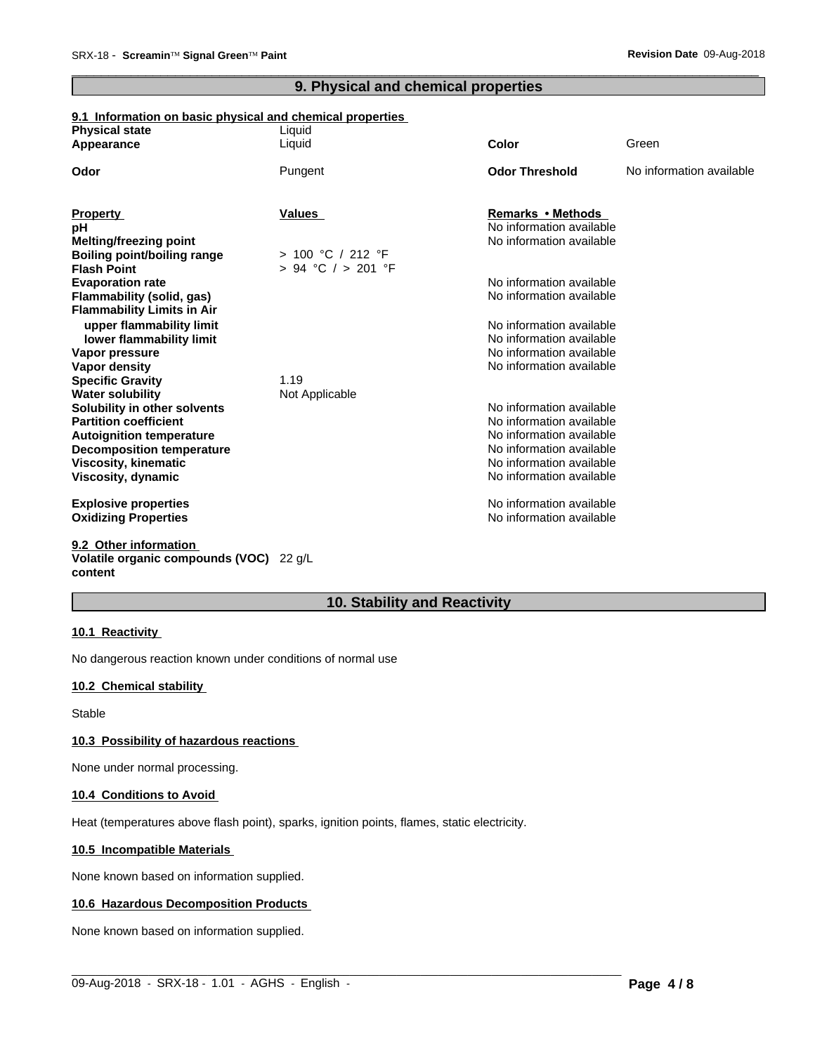## 9. Physical and chemical properties

### 9.1 Information on basic physical and chemical properties

| | | | |
|---|---|---|---|
| **Physical state** | Liquid | | |
| **Appearance** | Liquid | **Color** | Green |
| **Odor** | Pungent | **Odor Threshold** | No information available |

| **Property** | **Values** | **Remarks • Methods** |
|---|---|---|
| **pH** | | No information available |
| **Melting/freezing point** | | No information available |
| **Boiling point/boiling range** | > 100 °C / 212 °F | |
| **Flash Point** | > 94 °C / > 201 °F | |
| **Evaporation rate** | | No information available |
| **Flammability (solid, gas)** | | No information available |
| **Flammability Limits in Air** | | |
| **upper flammability limit** | | No information available |
| **lower flammability limit** | | No information available |
| **Vapor pressure** | | No information available |
| **Vapor density** | | No information available |
| **Specific Gravity** | 1.19 | |
| **Water solubility** | Not Applicable | |
| **Solubility in other solvents** | | No information available |
| **Partition coefficient** | | No information available |
| **Autoignition temperature** | | No information available |
| **Decomposition temperature** | | No information available |
| **Viscosity, kinematic** | | No information available |
| **Viscosity, dynamic** | | No information available |
| **Explosive properties** | | No information available |
| **Oxidizing Properties** | | No information available |

### 9.2 Other information

**Volatile organic compounds (VOC) content** 22 g/L

## 10. Stability and Reactivity

### 10.1 Reactivity

No dangerous reaction known under conditions of normal use

### 10.2 Chemical stability

Stable

### 10.3 Possibility of hazardous reactions

None under normal processing.

### 10.4 Conditions to Avoid

Heat (temperatures above flash point), sparks, ignition points, flames, static electricity.

### 10.5 Incompatible Materials

None known based on information supplied.

### 10.6 Hazardous Decomposition Products

None known based on information supplied.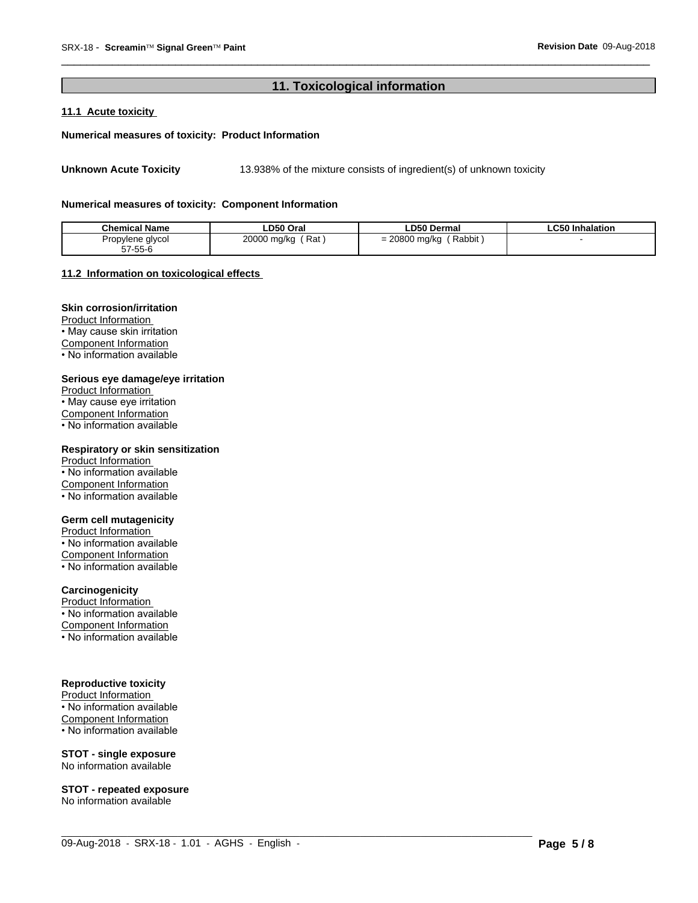## 11. Toxicological information

### 11.1 Acute toxicity

**Numerical measures of toxicity: Product Information**

**Unknown Acute Toxicity** 13.938% of the mixture consists of ingredient(s) of unknown toxicity

**Numerical measures of toxicity: Component Information**

| Chemical Name | LD50 Oral | LD50 Dermal | LC50 Inhalation |
|---|---|---|---|
| Propylene glycol 57-55-6 | 20000 mg/kg ( Rat ) | = 20800 mg/kg ( Rabbit ) | - |

### 11.2 Information on toxicological effects

**Skin corrosion/irritation**

Product Information
- May cause skin irritation

Component Information
- No information available

**Serious eye damage/eye irritation**

Product Information
- May cause eye irritation

Component Information
- No information available

**Respiratory or skin sensitization**

Product Information
- No information available

Component Information
- No information available

**Germ cell mutagenicity**

Product Information
- No information available

Component Information
- No information available

**Carcinogenicity**

Product Information
- No information available

Component Information
- No information available

**Reproductive toxicity**

Product Information
- No information available

Component Information
- No information available

**STOT - single exposure**

No information available

**STOT - repeated exposure**

No information available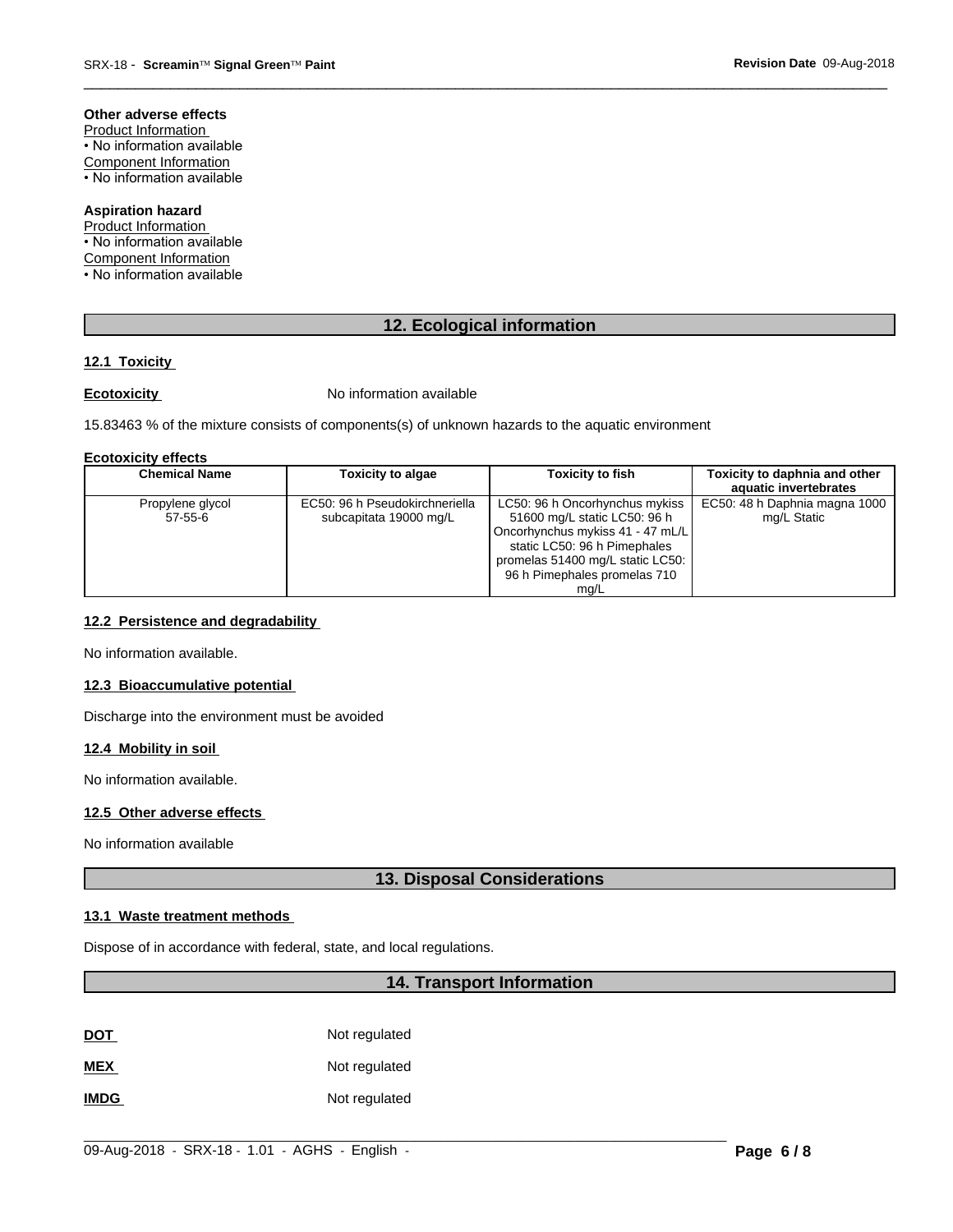**Other adverse effects**

Product Information

• No information available

Component Information

• No information available

**Aspiration hazard**

Product Information

• No information available

Component Information

• No information available

## 12. Ecological information

### 12.1 Toxicity

**Ecotoxicity** No information available

15.83463 % of the mixture consists of components(s) of unknown hazards to the aquatic environment

**Ecotoxicity effects**

| Chemical Name | Toxicity to algae | Toxicity to fish | Toxicity to daphnia and other aquatic invertebrates |
|---|---|---|---|
| Propylene glycol 57-55-6 | EC50: 96 h Pseudokirchneriella subcapitata 19000 mg/L | LC50: 96 h Oncorhynchus mykiss 51600 mg/L static LC50: 96 h Oncorhynchus mykiss 41 - 47 mL/L static LC50: 96 h Pimephales promelas 51400 mg/L static LC50: 96 h Pimephales promelas 710 mg/L | EC50: 48 h Daphnia magna 1000 mg/L Static |

### 12.2 Persistence and degradability

No information available.

### 12.3 Bioaccumulative potential

Discharge into the environment must be avoided

### 12.4 Mobility in soil

No information available.

### 12.5 Other adverse effects

No information available

## 13. Disposal Considerations

### 13.1 Waste treatment methods

Dispose of in accordance with federal, state, and local regulations.

## 14. Transport Information

**DOT** Not regulated

**MEX** Not regulated

**IMDG** Not regulated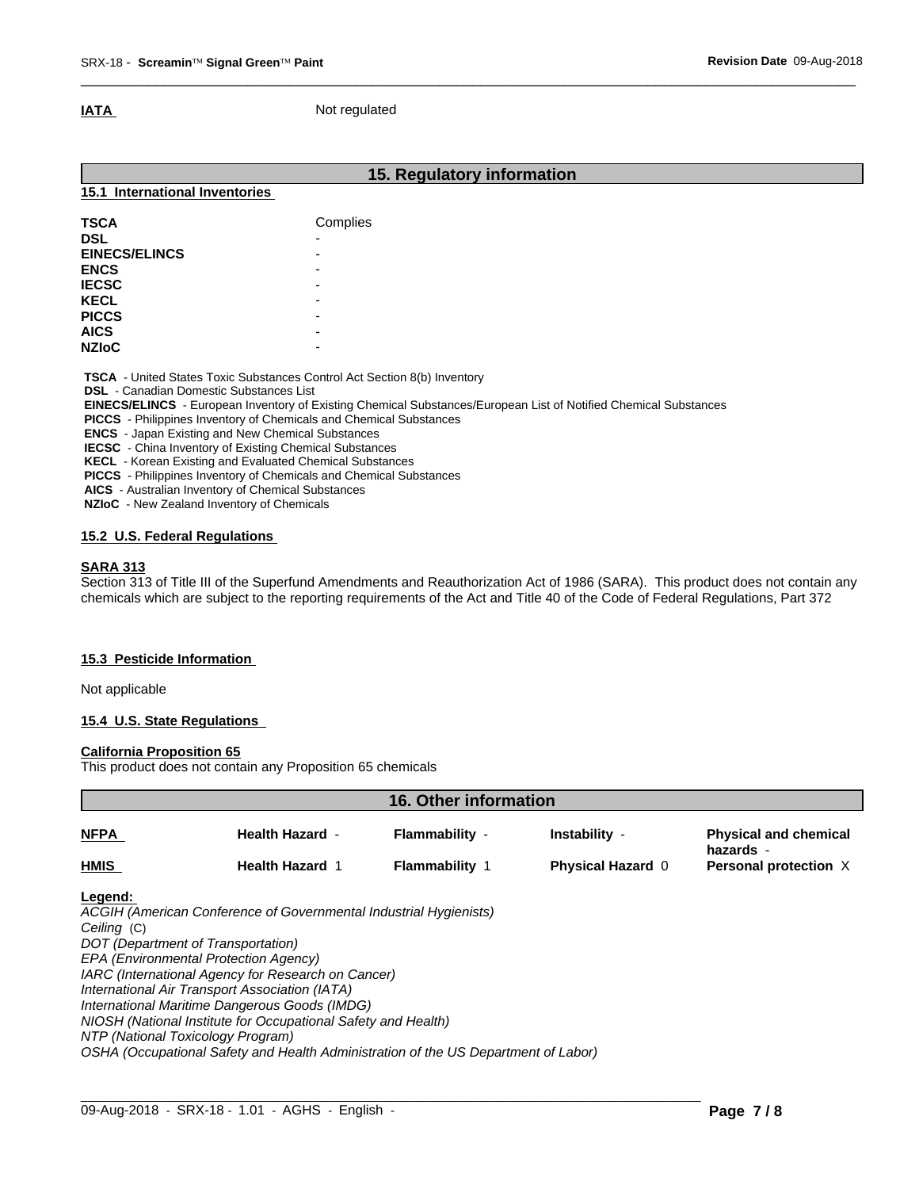**IATA** Not regulated

## 15. Regulatory information

### 15.1 International Inventories

| | |
|---|---|
| **TSCA** | Complies |
| **DSL** | - |
| **EINECS/ELINCS** | - |
| **ENCS** | - |
| **IECSC** | - |
| **KECL** | - |
| **PICCS** | - |
| **AICS** | - |
| **NZIoC** | - |

**TSCA** - United States Toxic Substances Control Act Section 8(b) Inventory
**DSL** - Canadian Domestic Substances List
**EINECS/ELINCS** - European Inventory of Existing Chemical Substances/European List of Notified Chemical Substances
**PICCS** - Philippines Inventory of Chemicals and Chemical Substances
**ENCS** - Japan Existing and New Chemical Substances
**IECSC** - China Inventory of Existing Chemical Substances
**KECL** - Korean Existing and Evaluated Chemical Substances
**PICCS** - Philippines Inventory of Chemicals and Chemical Substances
**AICS** - Australian Inventory of Chemical Substances
**NZIoC** - New Zealand Inventory of Chemicals

### 15.2 U.S. Federal Regulations

**SARA 313**
Section 313 of Title III of the Superfund Amendments and Reauthorization Act of 1986 (SARA). This product does not contain any chemicals which are subject to the reporting requirements of the Act and Title 40 of the Code of Federal Regulations, Part 372

### 15.3 Pesticide Information

Not applicable

### 15.4 U.S. State Regulations

**California Proposition 65**
This product does not contain any Proposition 65 chemicals

## 16. Other information

| | | | | |
|---|---|---|---|---|
| **NFPA** | **Health Hazard** - | **Flammability** - | **Instability** - | **Physical and chemical hazards** - |
| **HMIS** | **Health Hazard** 1 | **Flammability** 1 | **Physical Hazard** 0 | **Personal protection** X |

**Legend:**
*ACGIH (American Conference of Governmental Industrial Hygienists)*
*Ceiling* (C)
*DOT (Department of Transportation)*
*EPA (Environmental Protection Agency)*
*IARC (International Agency for Research on Cancer)*
*International Air Transport Association (IATA)*
*International Maritime Dangerous Goods (IMDG)*
*NIOSH (National Institute for Occupational Safety and Health)*
*NTP (National Toxicology Program)*
*OSHA (Occupational Safety and Health Administration of the US Department of Labor)*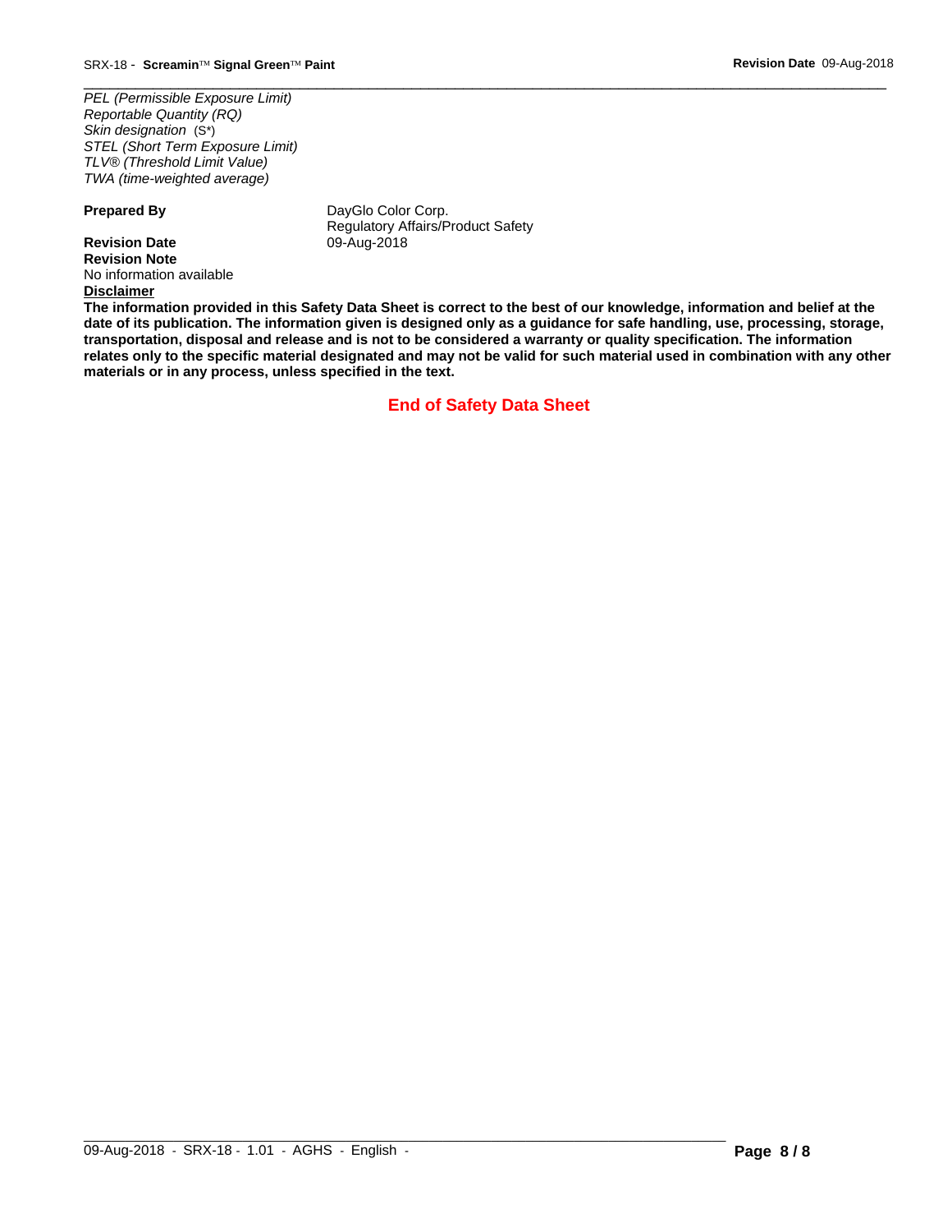*PEL (Permissible Exposure Limit)*
*Reportable Quantity (RQ)*
*Skin designation* (S*)
*STEL (Short Term Exposure Limit)*
*TLV® (Threshold Limit Value)*
*TWA (time-weighted average)*

| | |
|---|---|
| **Prepared By** | DayGlo Color Corp. Regulatory Affairs/Product Safety |
| **Revision Date** | 09-Aug-2018 |

**Revision Note**
No information available

**Disclaimer**

**The information provided in this Safety Data Sheet is correct to the best of our knowledge, information and belief at the date of its publication. The information given is designed only as a guidance for safe handling, use, processing, storage, transportation, disposal and release and is not to be considered a warranty or quality specification. The information relates only to the specific material designated and may not be valid for such material used in combination with any other materials or in any process, unless specified in the text.**

**End of Safety Data Sheet**